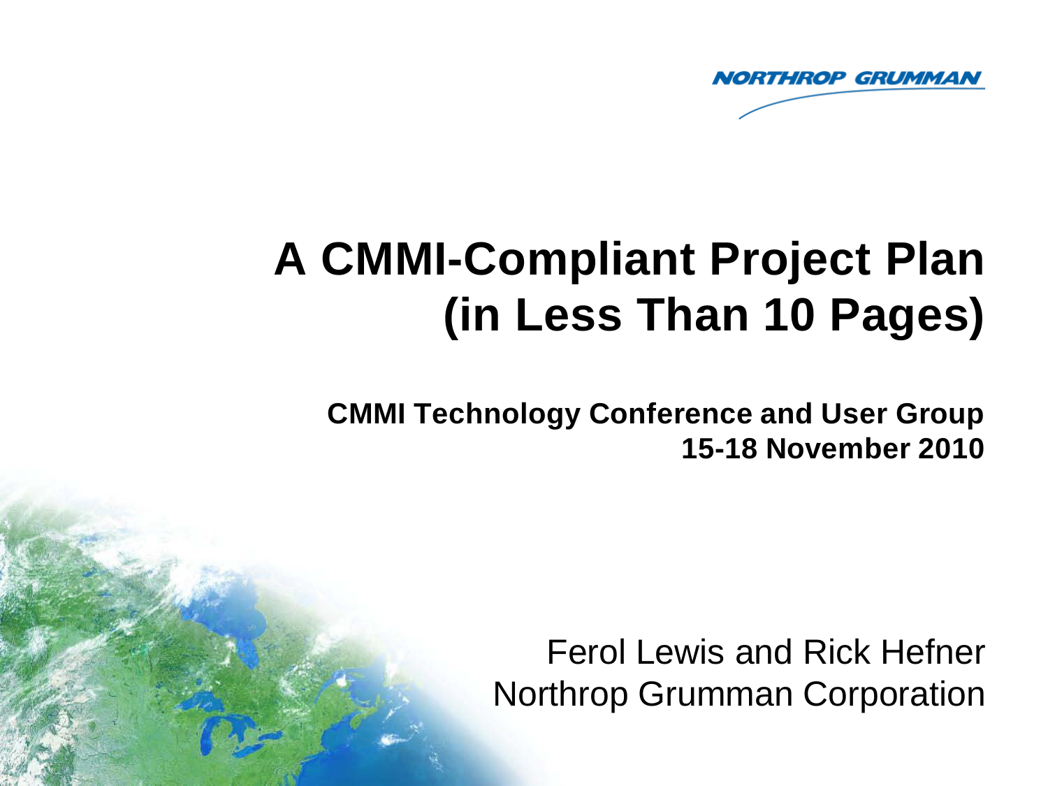NORTHROP GRUMMAN

# A CMMI-Compliant Project Plan (in Less Than 10 Pages)

**CMMI Technology Conference and User Group**
**15-18 November 2010**

Ferol Lewis and Rick Hefner
Northrop Grumman Corporation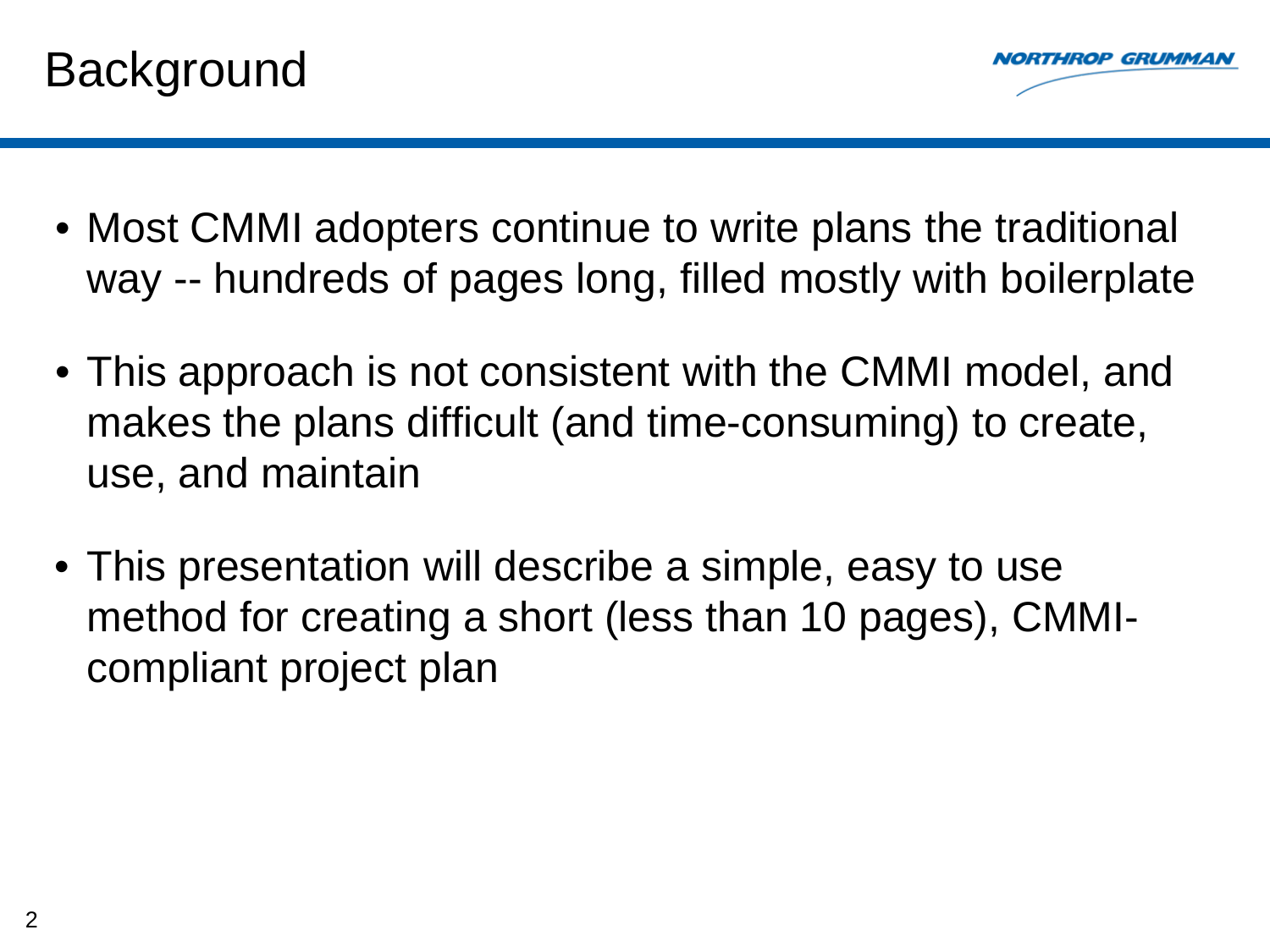# Background

- Most CMMI adopters continue to write plans the traditional way -- hundreds of pages long, filled mostly with boilerplate
- This approach is not consistent with the CMMI model, and makes the plans difficult (and time-consuming) to create, use, and maintain
- This presentation will describe a simple, easy to use method for creating a short (less than 10 pages), CMMI-compliant project plan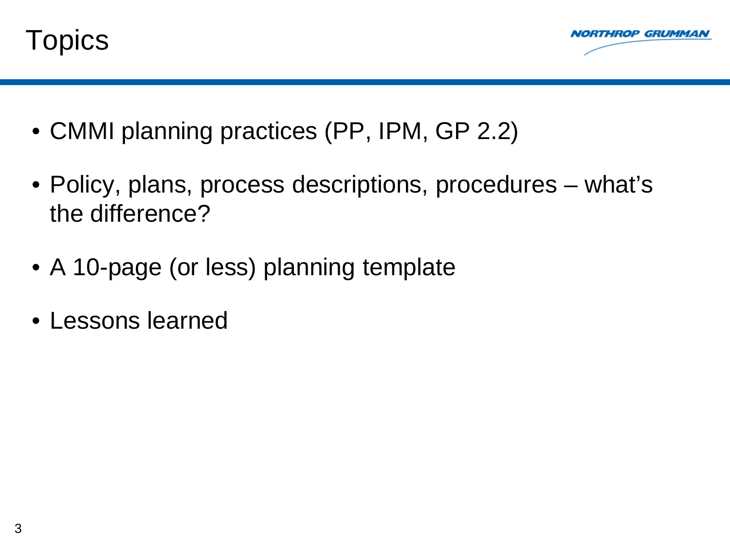# Topics

- CMMI planning practices (PP, IPM, GP 2.2)
- Policy, plans, process descriptions, procedures – what's the difference?
- A 10-page (or less) planning template
- Lessons learned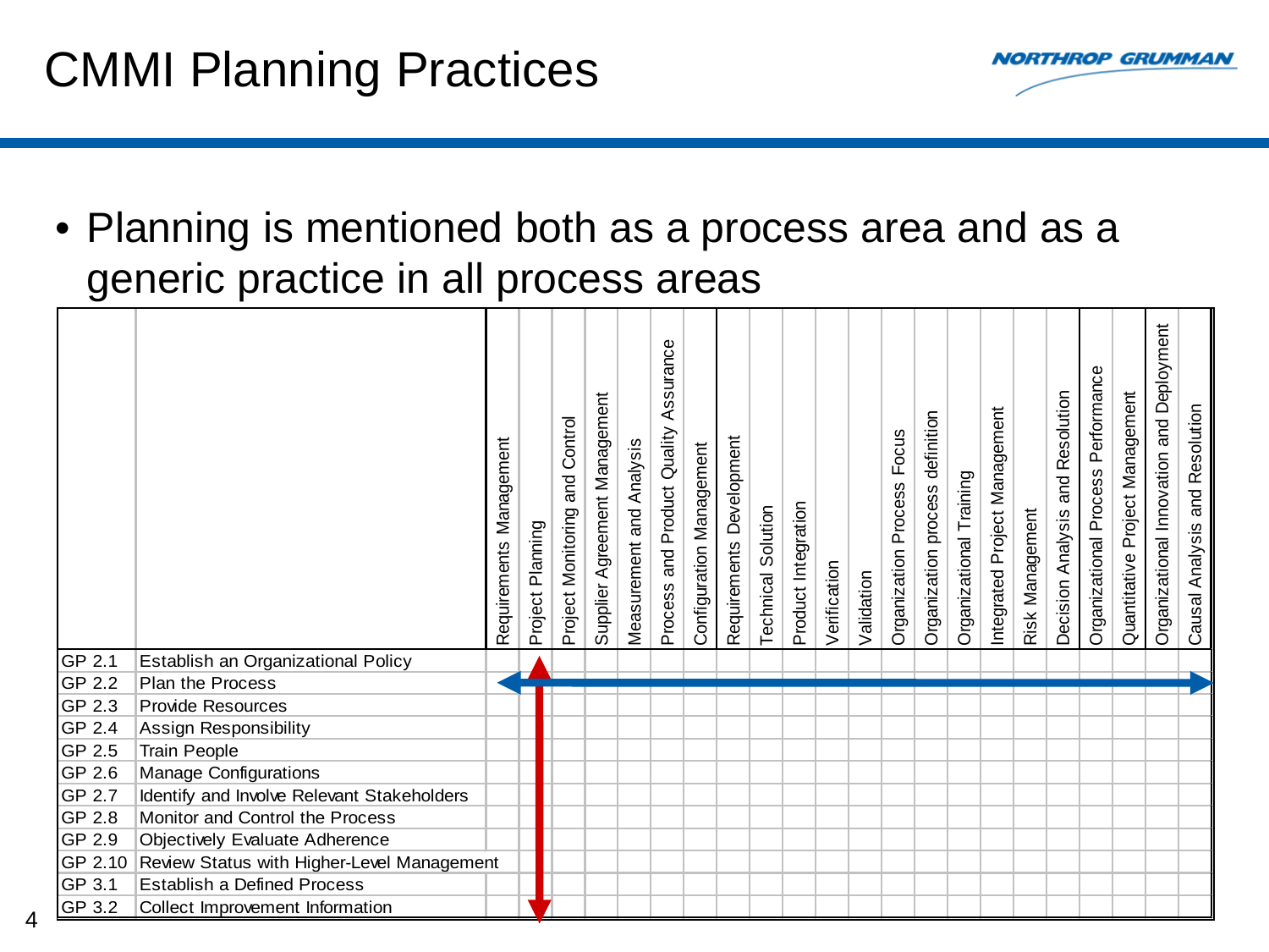# CMMI Planning Practices

- Planning is mentioned both as a process area and as a generic practice in all process areas

| | | Requirements Management | Project Planning | Project Monitoring and Control | Supplier Agreement Management | Measurement and Analysis | Process and Product Quality Assurance | Configuration Management | Requirements Development | Technical Solution | Product Integration | Verification | Validation | Organization Process Focus | Organization process definition | Organizational Training | Integrated Project Management | Risk Management | Decision Analysis and Resolution | Organizational Process Performance | Quantitative Project Management | Organizational Innovation and Deployment | Causal Analysis and Resolution |
|---|---|---|---|---|---|---|---|---|---|---|---|---|---|---|---|---|---|---|---|---|---|---|---|
| GP 2.1 | Establish an Organizational Policy | | | | | | | | | | | | | | | | | | | | | | |
| GP 2.2 | Plan the Process | | | | | | | | | | | | | | | | | | | | | | |
| GP 2.3 | Provide Resources | | | | | | | | | | | | | | | | | | | | | | |
| GP 2.4 | Assign Responsibility | | | | | | | | | | | | | | | | | | | | | | |
| GP 2.5 | Train People | | | | | | | | | | | | | | | | | | | | | | |
| GP 2.6 | Manage Configurations | | | | | | | | | | | | | | | | | | | | | | |
| GP 2.7 | Identify and Involve Relevant Stakeholders | | | | | | | | | | | | | | | | | | | | | | |
| GP 2.8 | Monitor and Control the Process | | | | | | | | | | | | | | | | | | | | | | |
| GP 2.9 | Objectively Evaluate Adherence | | | | | | | | | | | | | | | | | | | | | | |
| GP 2.10 | Review Status with Higher-Level Management | | | | | | | | | | | | | | | | | | | | | | |
| GP 3.1 | Establish a Defined Process | | | | | | | | | | | | | | | | | | | | | | |
| GP 3.2 | Collect Improvement Information | | | | | | | | | | | | | | | | | | | | | | |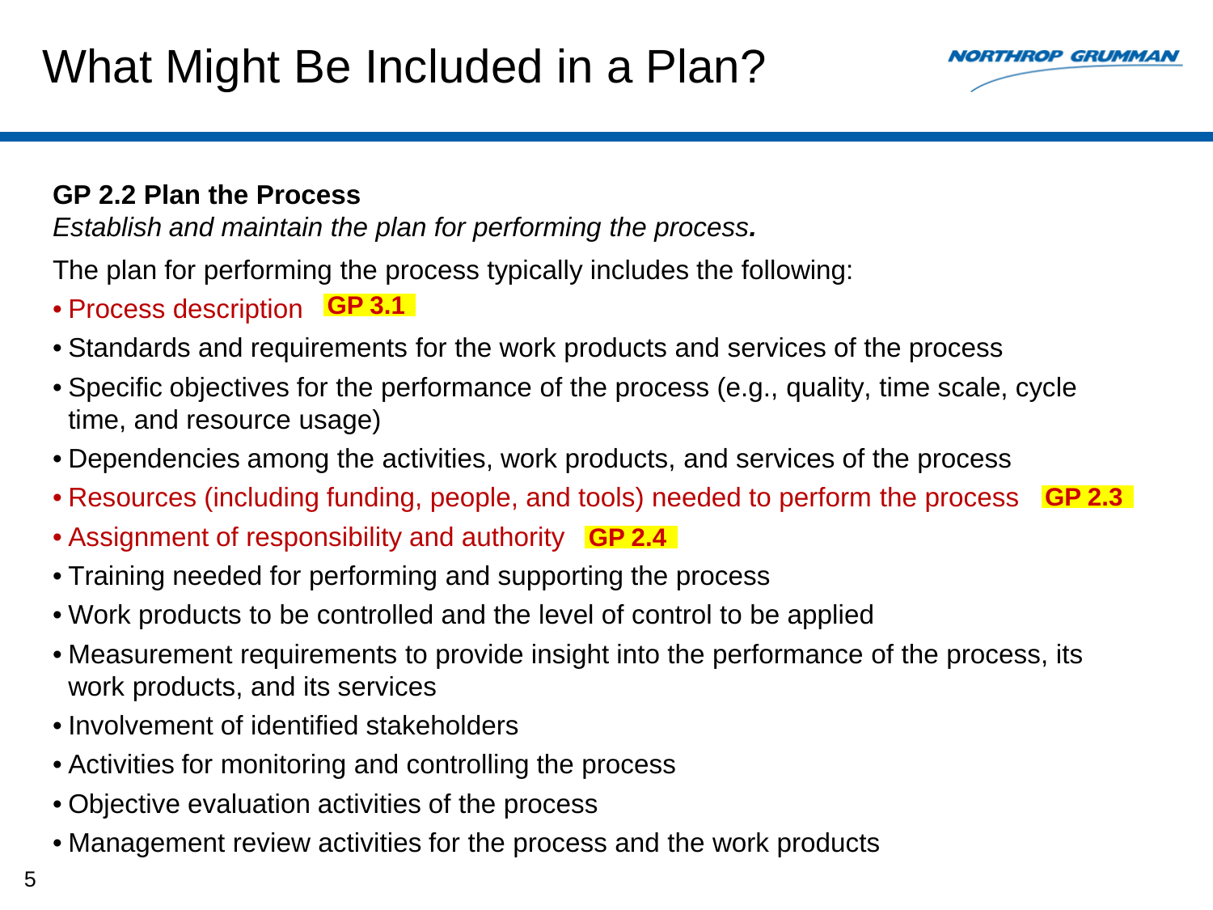# What Might Be Included in a Plan?

**GP 2.2 Plan the Process**

*Establish and maintain the plan for performing the process.*

The plan for performing the process typically includes the following:

- Process description **GP 3.1**
- Standards and requirements for the work products and services of the process
- Specific objectives for the performance of the process (e.g., quality, time scale, cycle time, and resource usage)
- Dependencies among the activities, work products, and services of the process
- Resources (including funding, people, and tools) needed to perform the process **GP 2.3**
- Assignment of responsibility and authority **GP 2.4**
- Training needed for performing and supporting the process
- Work products to be controlled and the level of control to be applied
- Measurement requirements to provide insight into the performance of the process, its work products, and its services
- Involvement of identified stakeholders
- Activities for monitoring and controlling the process
- Objective evaluation activities of the process
- Management review activities for the process and the work products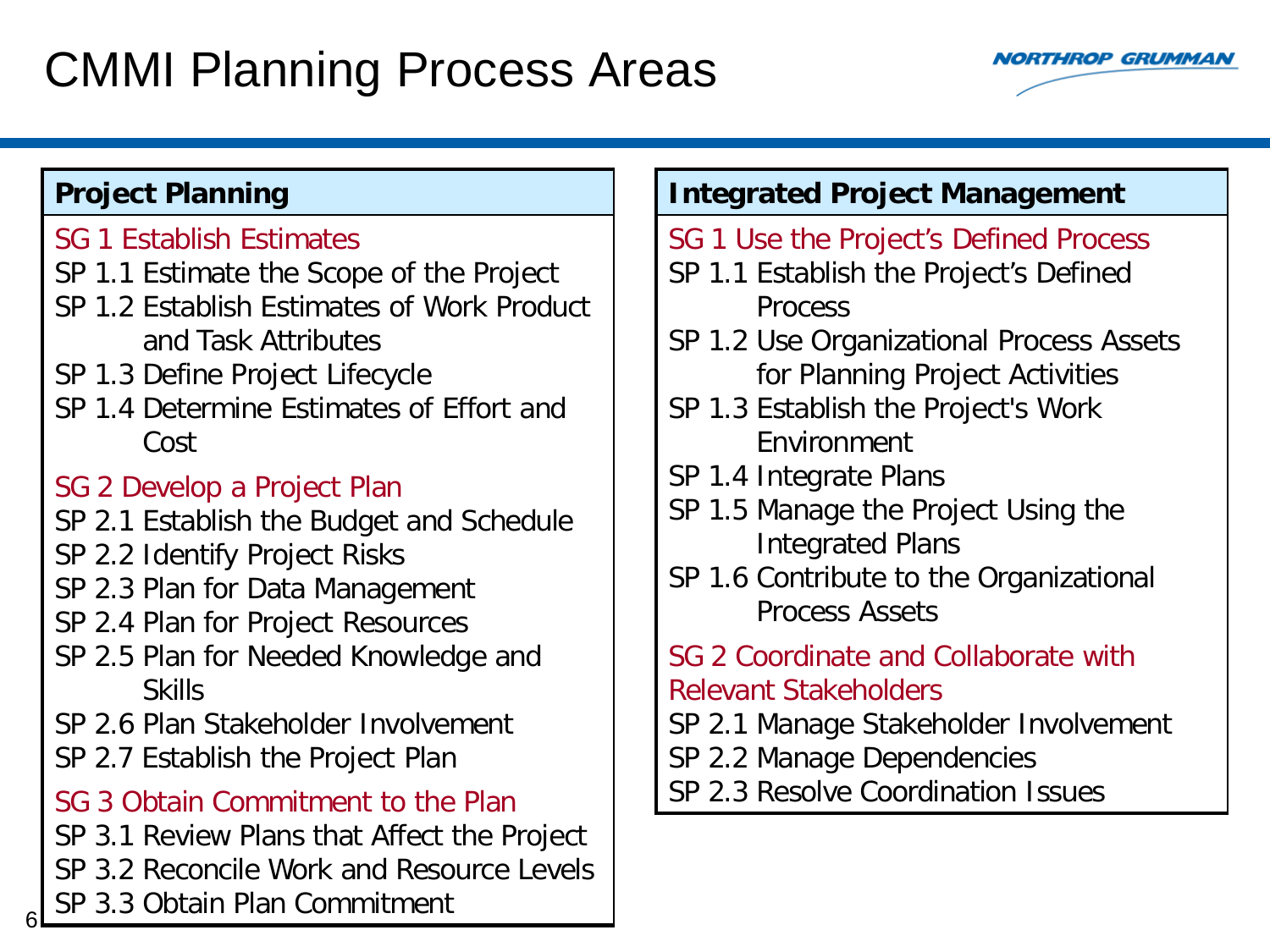# CMMI Planning Process Areas

## Project Planning

**SG 1 Establish Estimates**

- SP 1.1 Estimate the Scope of the Project
- SP 1.2 Establish Estimates of Work Product and Task Attributes
- SP 1.3 Define Project Lifecycle
- SP 1.4 Determine Estimates of Effort and Cost

**SG 2 Develop a Project Plan**

- SP 2.1 Establish the Budget and Schedule
- SP 2.2 Identify Project Risks
- SP 2.3 Plan for Data Management
- SP 2.4 Plan for Project Resources
- SP 2.5 Plan for Needed Knowledge and Skills
- SP 2.6 Plan Stakeholder Involvement
- SP 2.7 Establish the Project Plan

**SG 3 Obtain Commitment to the Plan**

- SP 3.1 Review Plans that Affect the Project
- SP 3.2 Reconcile Work and Resource Levels
- SP 3.3 Obtain Plan Commitment

## Integrated Project Management

**SG 1 Use the Project's Defined Process**

- SP 1.1 Establish the Project's Defined Process
- SP 1.2 Use Organizational Process Assets for Planning Project Activities
- SP 1.3 Establish the Project's Work Environment
- SP 1.4 Integrate Plans
- SP 1.5 Manage the Project Using the Integrated Plans
- SP 1.6 Contribute to the Organizational Process Assets

**SG 2 Coordinate and Collaborate with Relevant Stakeholders**

- SP 2.1 Manage Stakeholder Involvement
- SP 2.2 Manage Dependencies
- SP 2.3 Resolve Coordination Issues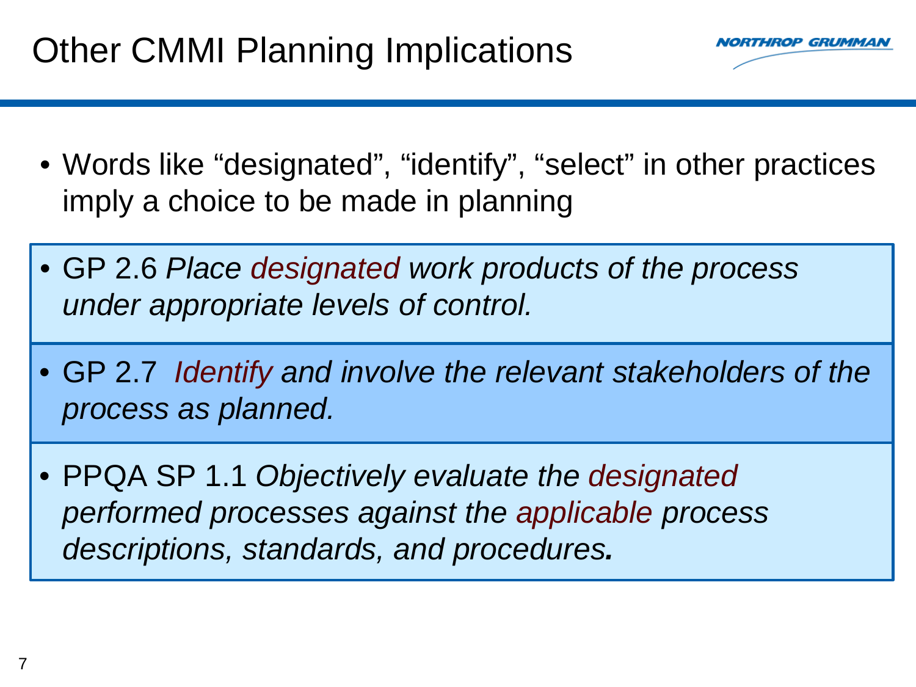# Other CMMI Planning Implications

- Words like "designated", "identify", "select" in other practices imply a choice to be made in planning

- GP 2.6 *Place designated work products of the process under appropriate levels of control.*

- GP 2.7 *Identify and involve the relevant stakeholders of the process as planned.*

- PPQA SP 1.1 *Objectively evaluate the designated performed processes against the applicable process descriptions, standards, and procedures.*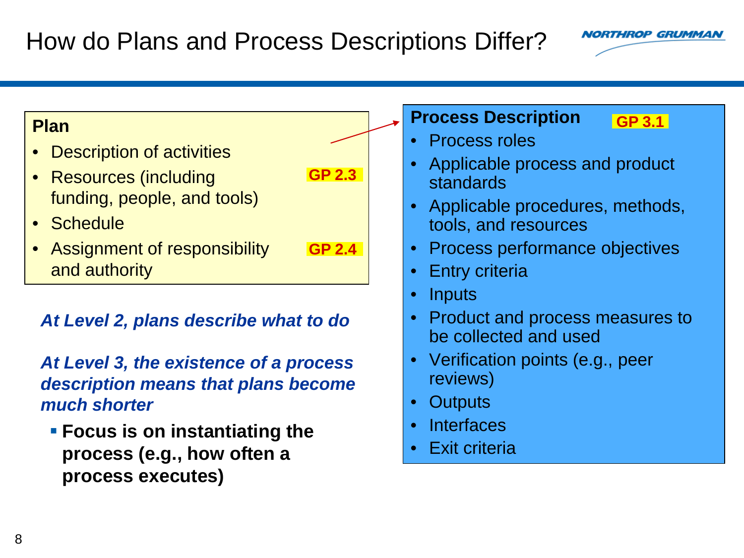# How do Plans and Process Descriptions Differ?

**Plan**

- Description of activities
- Resources (including funding, people, and tools) **GP 2.3**
- Schedule
- Assignment of responsibility and authority **GP 2.4**

***At Level 2, plans describe what to do***

***At Level 3, the existence of a process description means that plans become much shorter***

- **Focus is on instantiating the process (e.g., how often a process executes)**

**Process Description** **GP 3.1**

- Process roles
- Applicable process and product standards
- Applicable procedures, methods, tools, and resources
- Process performance objectives
- Entry criteria
- Inputs
- Product and process measures to be collected and used
- Verification points (e.g., peer reviews)
- Outputs
- Interfaces
- Exit criteria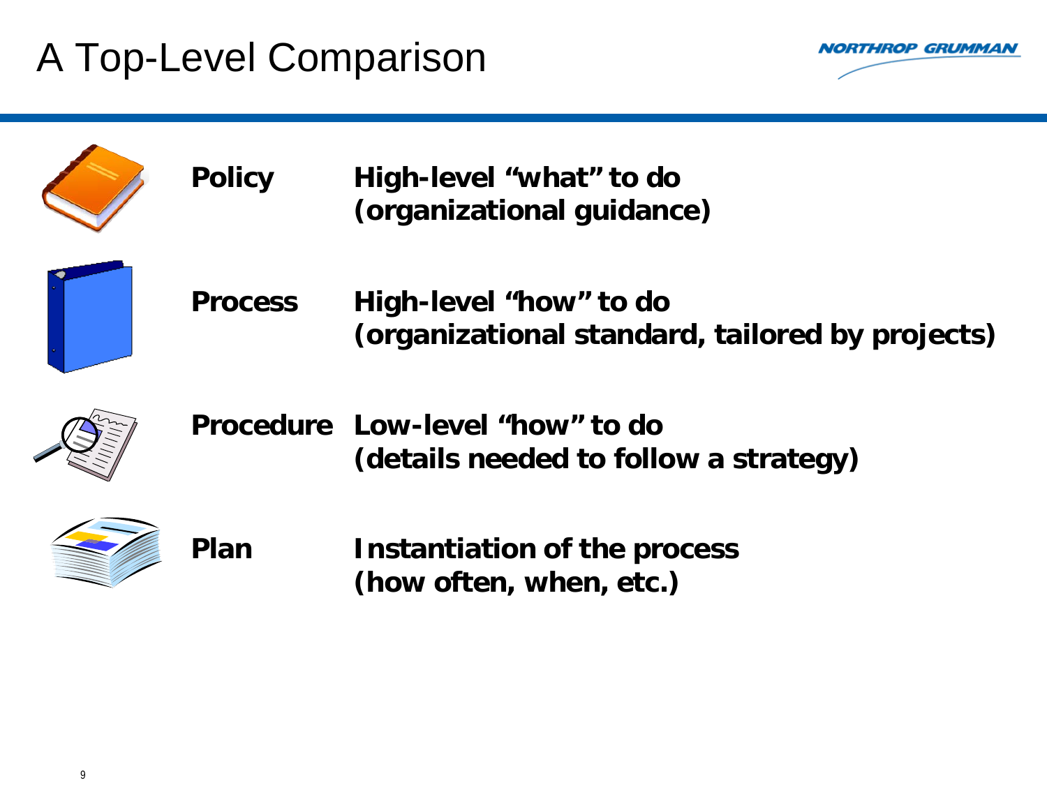# A Top-Level Comparison

| | |
|---|---|
| **Policy** | **High-level "what" to do (organizational guidance)** |
| **Process** | **High-level "how" to do (organizational standard, tailored by projects)** |
| **Procedure** | **Low-level "how" to do (details needed to follow a strategy)** |
| **Plan** | **Instantiation of the process (how often, when, etc.)** |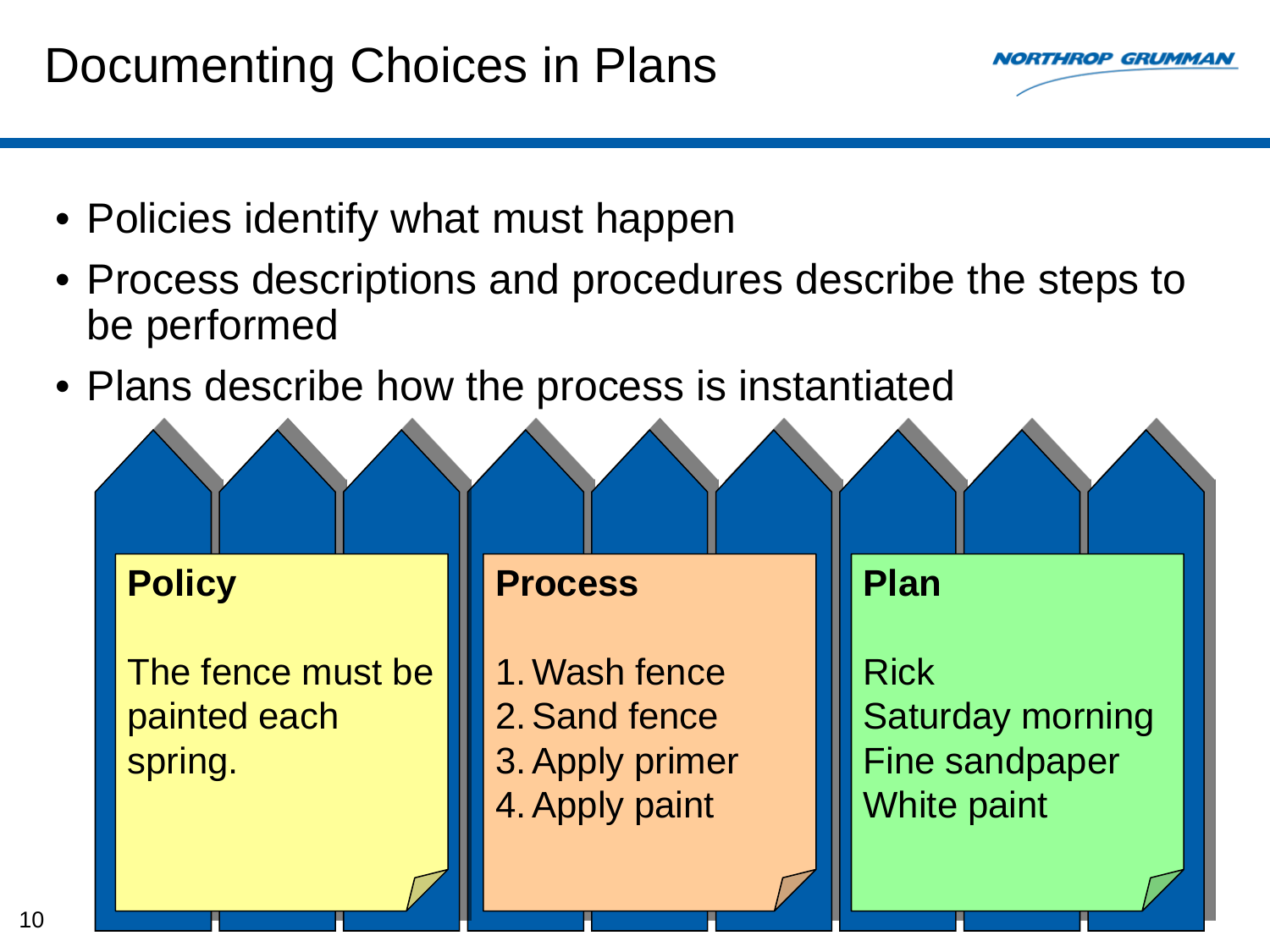# Documenting Choices in Plans

- Policies identify what must happen
- Process descriptions and procedures describe the steps to be performed
- Plans describe how the process is instantiated

**Policy**

The fence must be painted each spring.

**Process**

1. Wash fence
2. Sand fence
3. Apply primer
4. Apply paint

**Plan**

Rick
Saturday morning
Fine sandpaper
White paint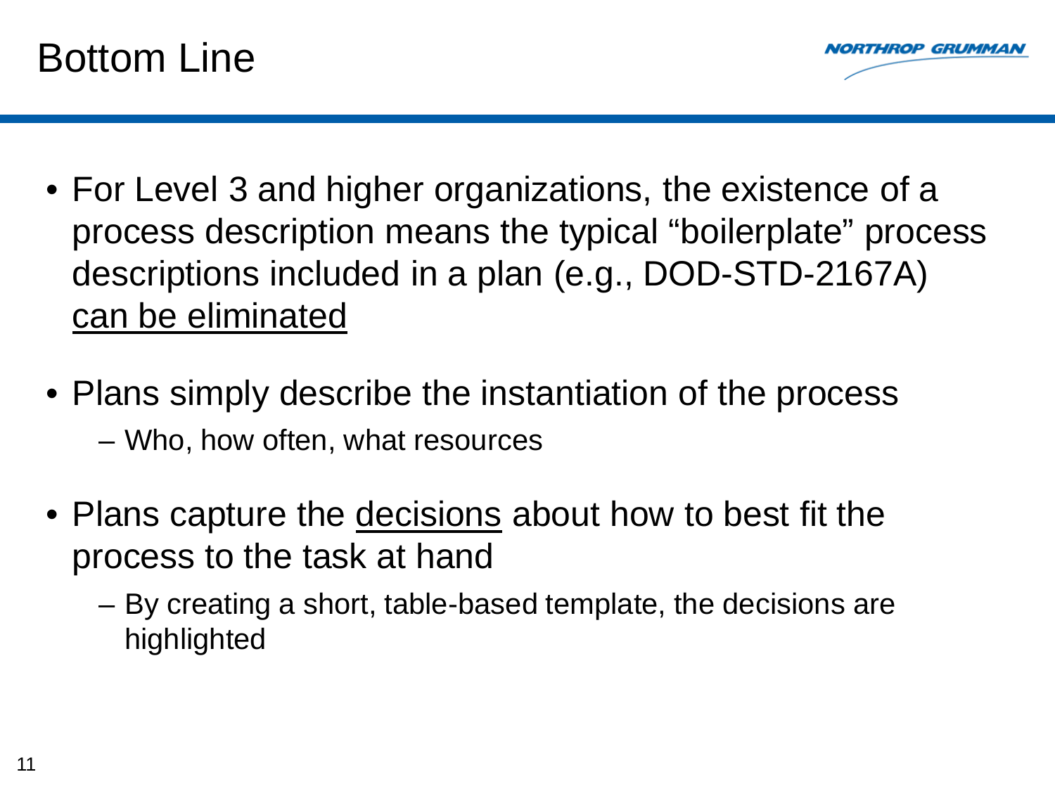# Bottom Line

- For Level 3 and higher organizations, the existence of a process description means the typical "boilerplate" process descriptions included in a plan (e.g., DOD-STD-2167A) <u>can be eliminated</u>
- Plans simply describe the instantiation of the process
  - Who, how often, what resources
- Plans capture the <u>decisions</u> about how to best fit the process to the task at hand
  - By creating a short, table-based template, the decisions are highlighted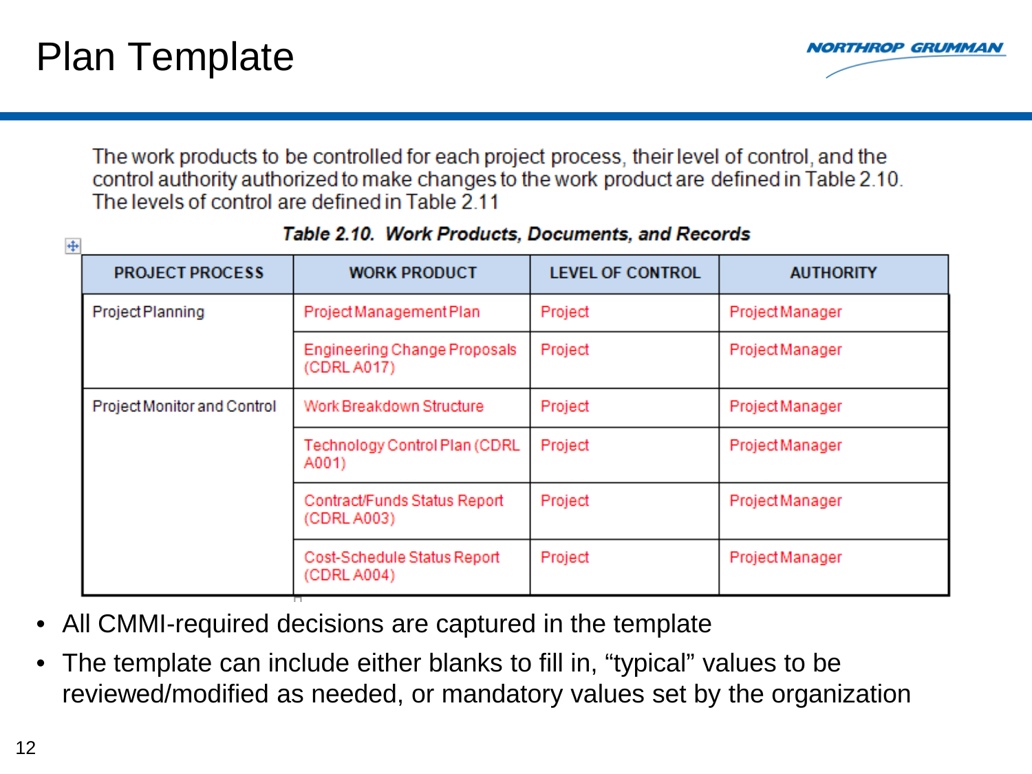# Plan Template

The work products to be controlled for each project process, their level of control, and the control authority authorized to make changes to the work product are defined in Table 2.10. The levels of control are defined in Table 2.11

***Table 2.10. Work Products, Documents, and Records***

| PROJECT PROCESS | WORK PRODUCT | LEVEL OF CONTROL | AUTHORITY |
|---|---|---|---|
| Project Planning | Project Management Plan | Project | Project Manager |
| | Engineering Change Proposals (CDRL A017) | Project | Project Manager |
| Project Monitor and Control | Work Breakdown Structure | Project | Project Manager |
| | Technology Control Plan (CDRL A001) | Project | Project Manager |
| | Contract/Funds Status Report (CDRL A003) | Project | Project Manager |
| | Cost-Schedule Status Report (CDRL A004) | Project | Project Manager |

- All CMMI-required decisions are captured in the template
- The template can include either blanks to fill in, "typical" values to be reviewed/modified as needed, or mandatory values set by the organization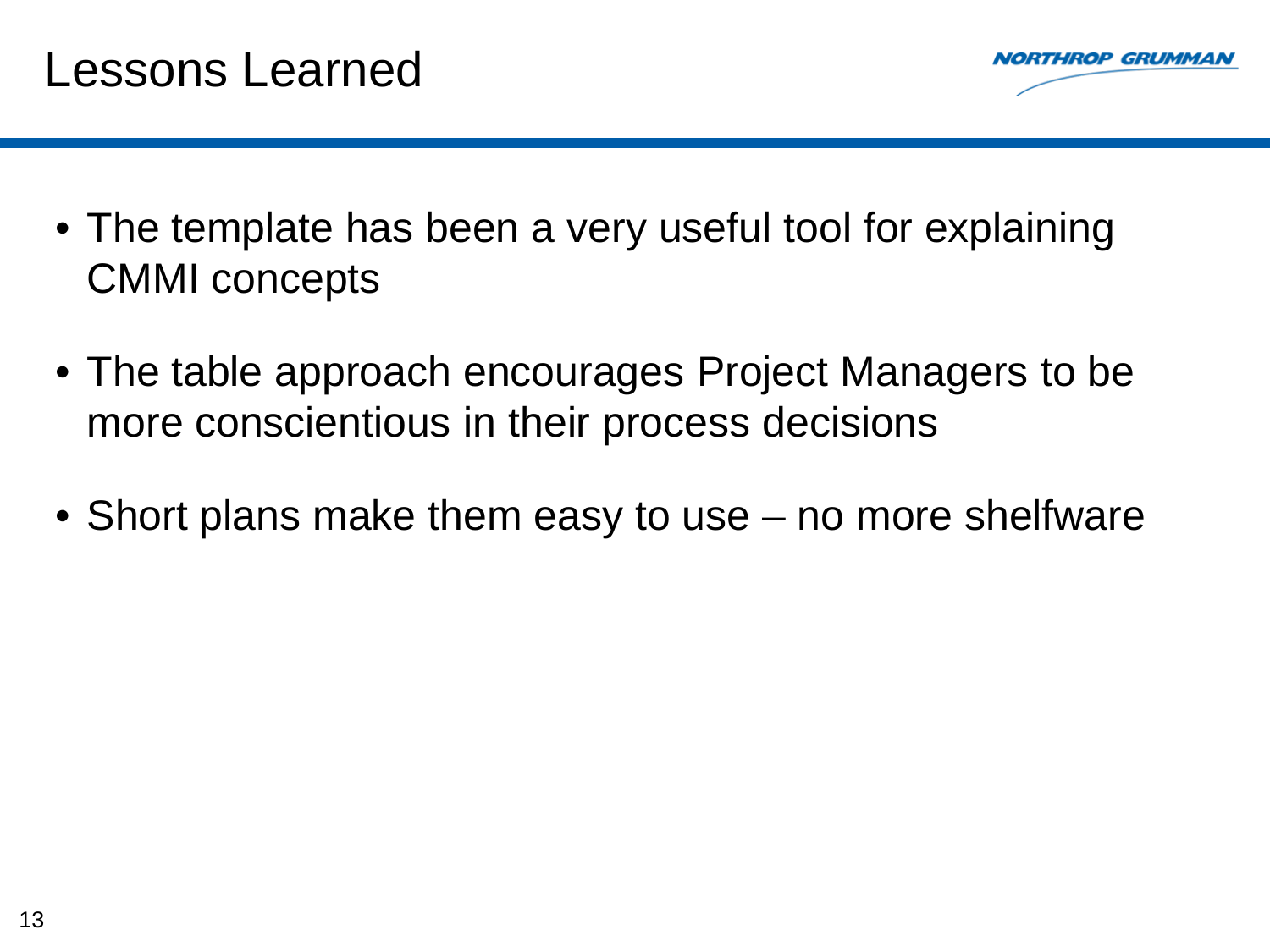# Lessons Learned

- The template has been a very useful tool for explaining CMMI concepts
- The table approach encourages Project Managers to be more conscientious in their process decisions
- Short plans make them easy to use – no more shelfware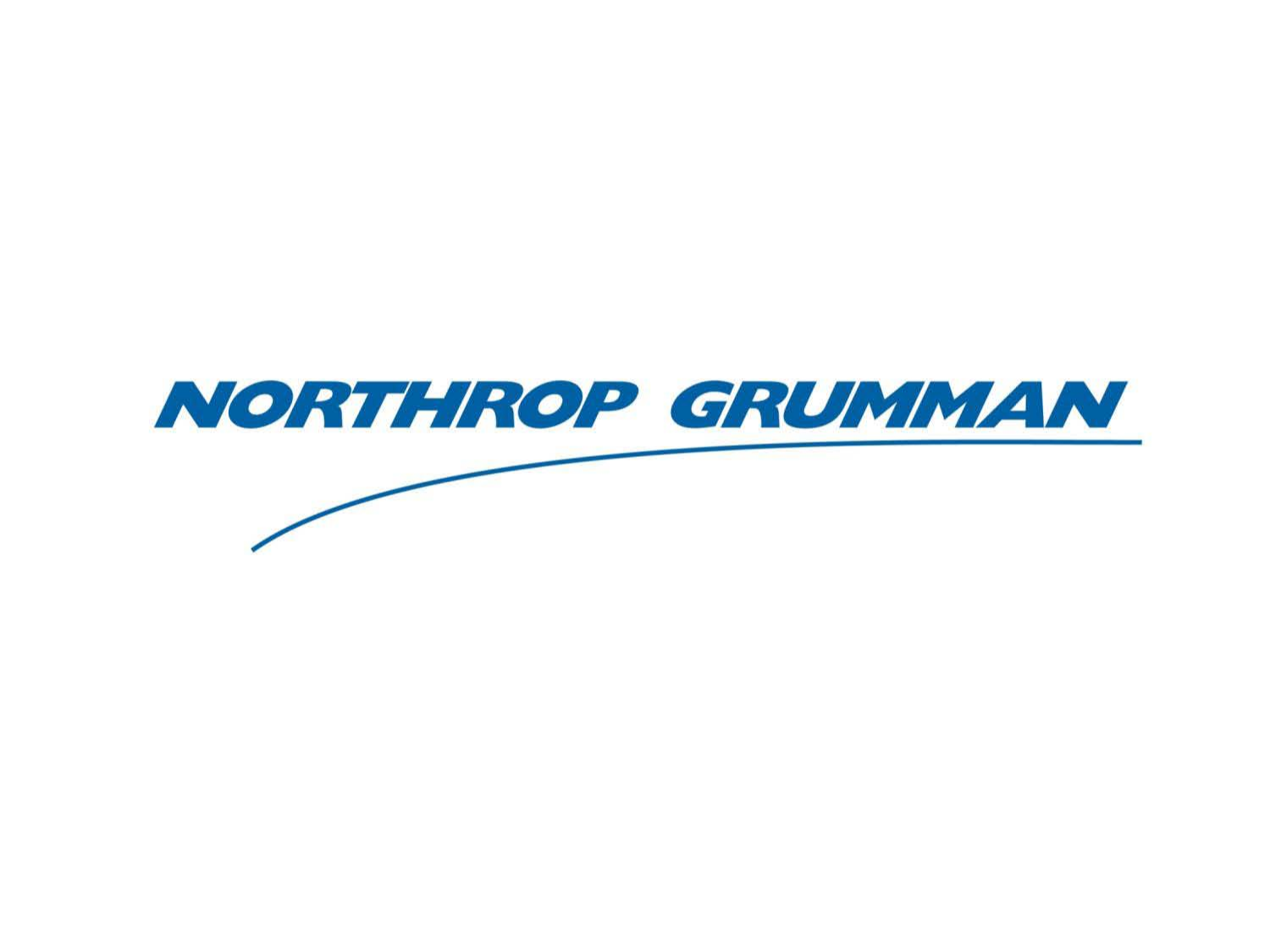NORTHROP GRUMMAN